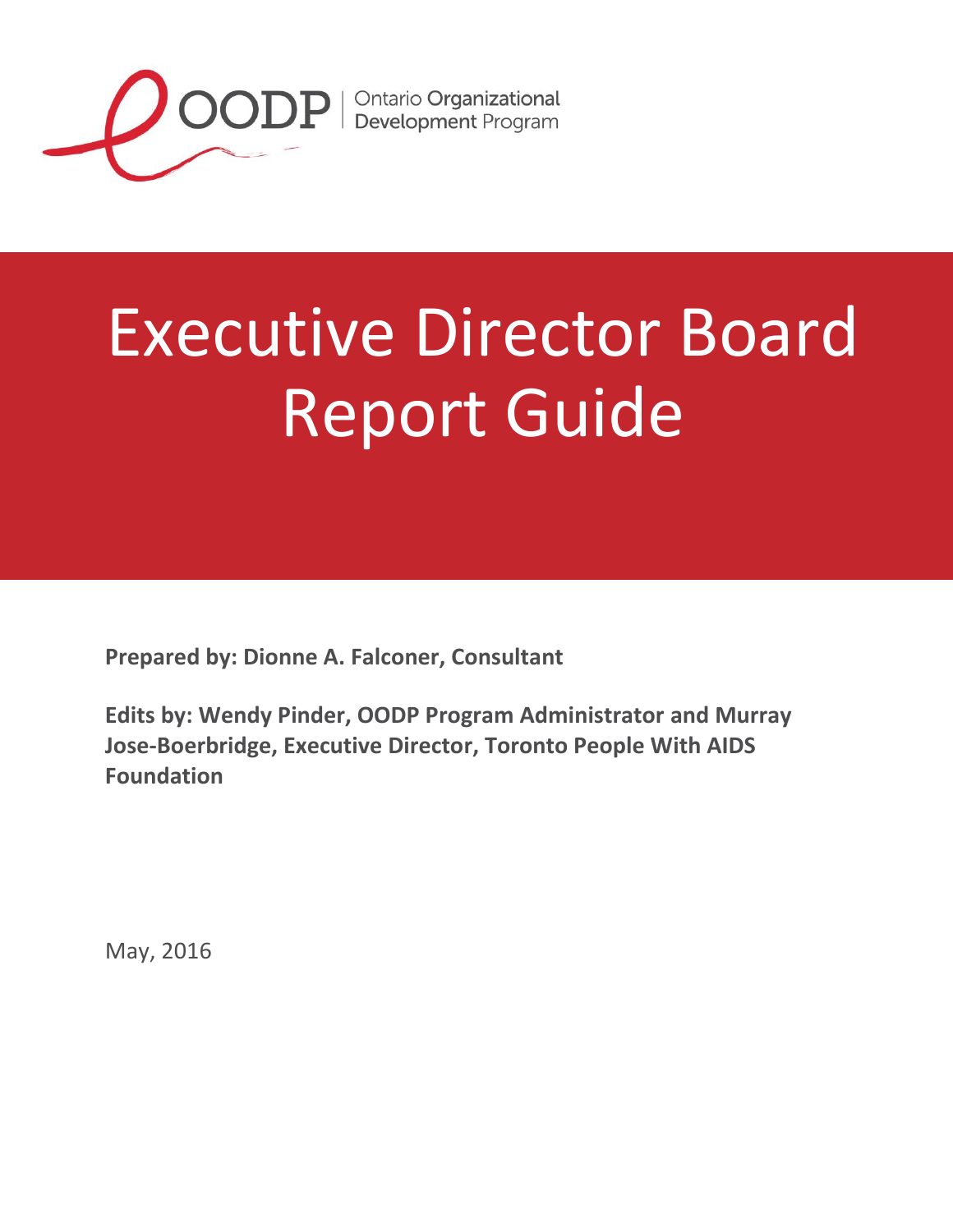OODP | Ontario Organizational Development Program

# Executive Director Board Report Guide

**Prepared by: Dionne A. Falconer, Consultant**

**Edits by: Wendy Pinder, OODP Program Administrator and Murray Jose-Boerbridge, Executive Director, Toronto People With AIDS Foundation**

May, 2016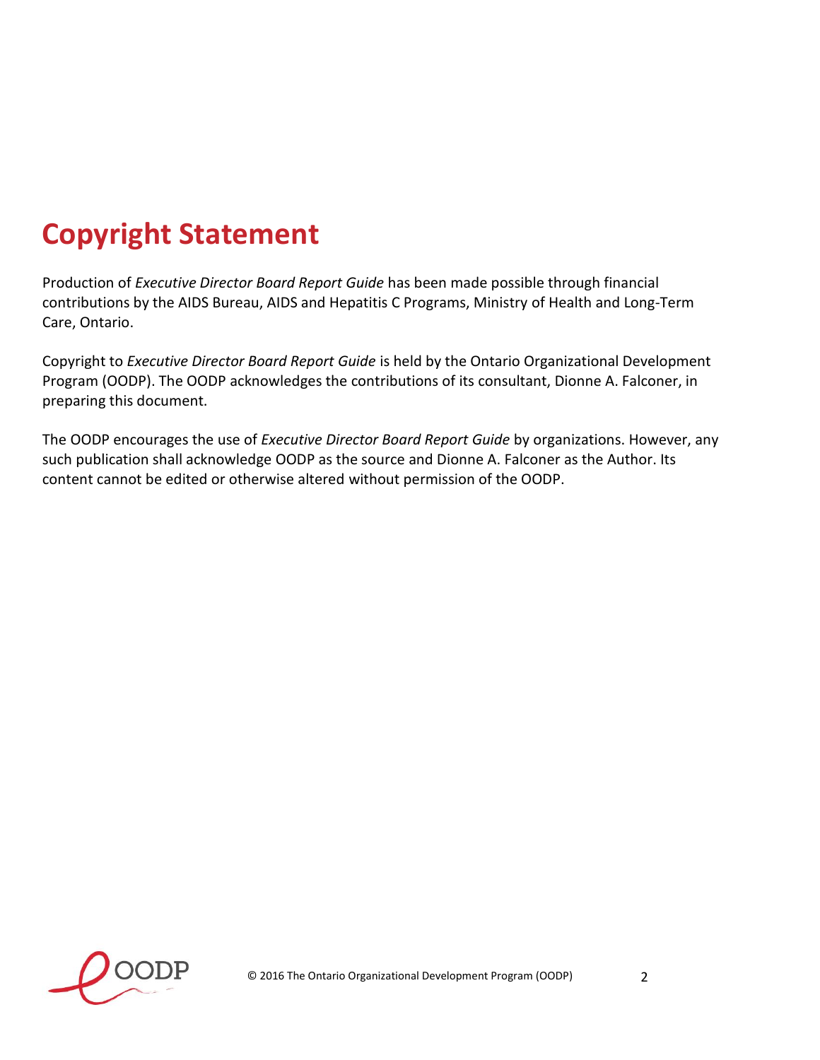# Copyright Statement

Production of *Executive Director Board Report Guide* has been made possible through financial contributions by the AIDS Bureau, AIDS and Hepatitis C Programs, Ministry of Health and Long-Term Care, Ontario.

Copyright to *Executive Director Board Report Guide* is held by the Ontario Organizational Development Program (OODP). The OODP acknowledges the contributions of its consultant, Dionne A. Falconer, in preparing this document.

The OODP encourages the use of *Executive Director Board Report Guide* by organizations. However, any such publication shall acknowledge OODP as the source and Dionne A. Falconer as the Author. Its content cannot be edited or otherwise altered without permission of the OODP.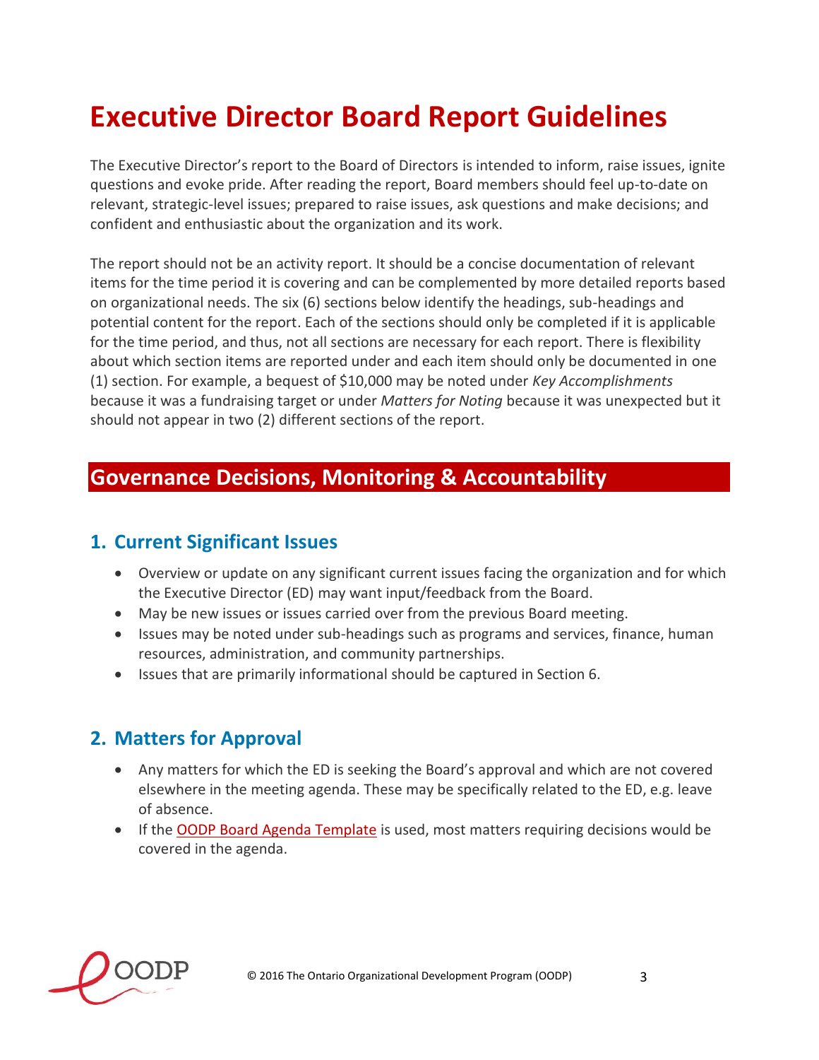# Executive Director Board Report Guidelines

The Executive Director's report to the Board of Directors is intended to inform, raise issues, ignite questions and evoke pride. After reading the report, Board members should feel up-to-date on relevant, strategic-level issues; prepared to raise issues, ask questions and make decisions; and confident and enthusiastic about the organization and its work.

The report should not be an activity report. It should be a concise documentation of relevant items for the time period it is covering and can be complemented by more detailed reports based on organizational needs. The six (6) sections below identify the headings, sub-headings and potential content for the report. Each of the sections should only be completed if it is applicable for the time period, and thus, not all sections are necessary for each report. There is flexibility about which section items are reported under and each item should only be documented in one (1) section. For example, a bequest of $10,000 may be noted under *Key Accomplishments* because it was a fundraising target or under *Matters for Noting* because it was unexpected but it should not appear in two (2) different sections of the report.

## Governance Decisions, Monitoring & Accountability

### 1. Current Significant Issues

- Overview or update on any significant current issues facing the organization and for which the Executive Director (ED) may want input/feedback from the Board.
- May be new issues or issues carried over from the previous Board meeting.
- Issues may be noted under sub-headings such as programs and services, finance, human resources, administration, and community partnerships.
- Issues that are primarily informational should be captured in Section 6.

### 2. Matters for Approval

- Any matters for which the ED is seeking the Board's approval and which are not covered elsewhere in the meeting agenda. These may be specifically related to the ED, e.g. leave of absence.
- If the OODP Board Agenda Template is used, most matters requiring decisions would be covered in the agenda.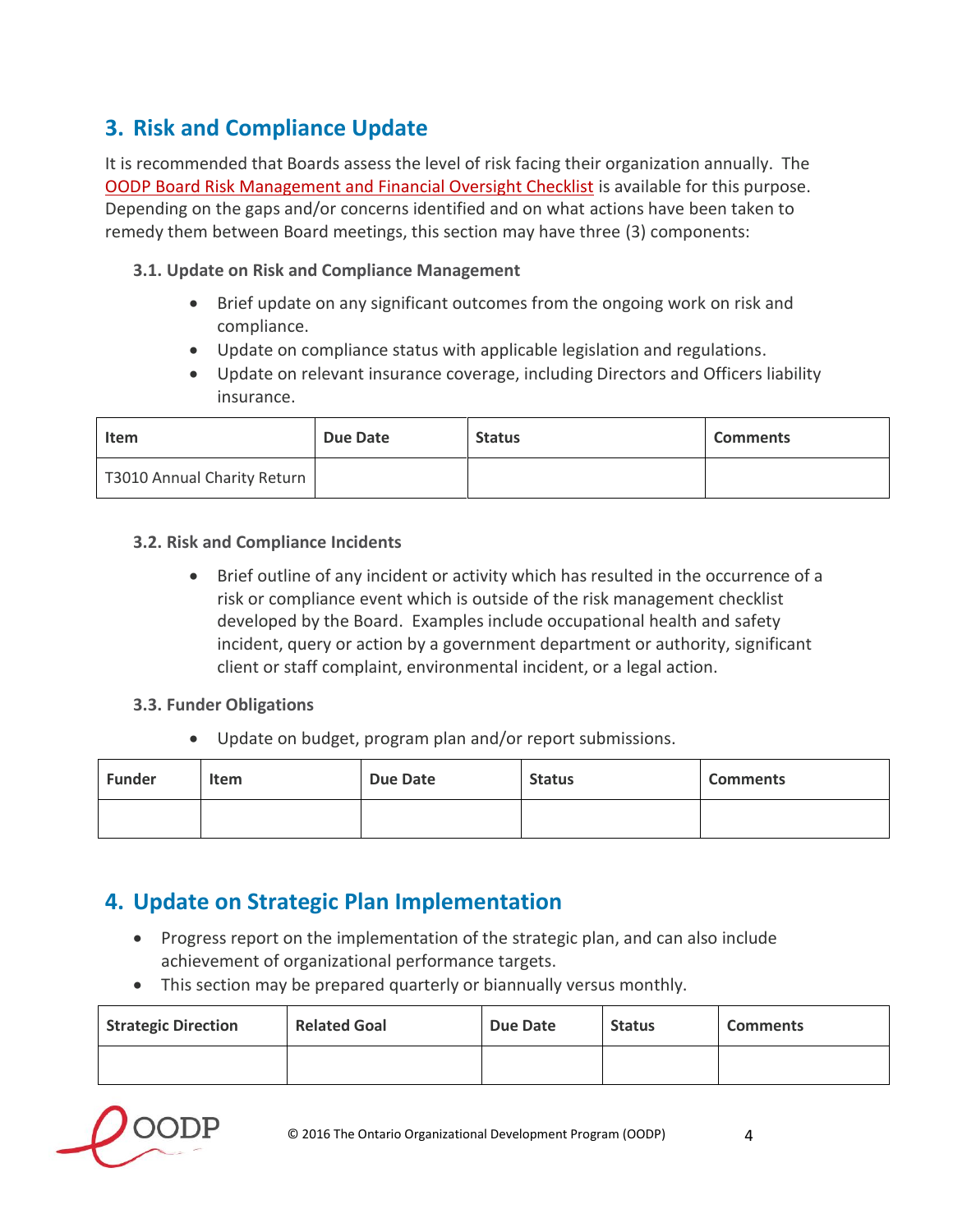## 3. Risk and Compliance Update

It is recommended that Boards assess the level of risk facing their organization annually. The OODP Board Risk Management and Financial Oversight Checklist is available for this purpose. Depending on the gaps and/or concerns identified and on what actions have been taken to remedy them between Board meetings, this section may have three (3) components:

### 3.1. Update on Risk and Compliance Management

- Brief update on any significant outcomes from the ongoing work on risk and compliance.
- Update on compliance status with applicable legislation and regulations.
- Update on relevant insurance coverage, including Directors and Officers liability insurance.

| Item | Due Date | Status | Comments |
|---|---|---|---|
| T3010 Annual Charity Return | | | |

### 3.2. Risk and Compliance Incidents

- Brief outline of any incident or activity which has resulted in the occurrence of a risk or compliance event which is outside of the risk management checklist developed by the Board. Examples include occupational health and safety incident, query or action by a government department or authority, significant client or staff complaint, environmental incident, or a legal action.

### 3.3. Funder Obligations

- Update on budget, program plan and/or report submissions.

| Funder | Item | Due Date | Status | Comments |
|---|---|---|---|---|
| | | | | |

## 4. Update on Strategic Plan Implementation

- Progress report on the implementation of the strategic plan, and can also include achievement of organizational performance targets.
- This section may be prepared quarterly or biannually versus monthly.

| Strategic Direction | Related Goal | Due Date | Status | Comments |
|---|---|---|---|---|
| | | | | |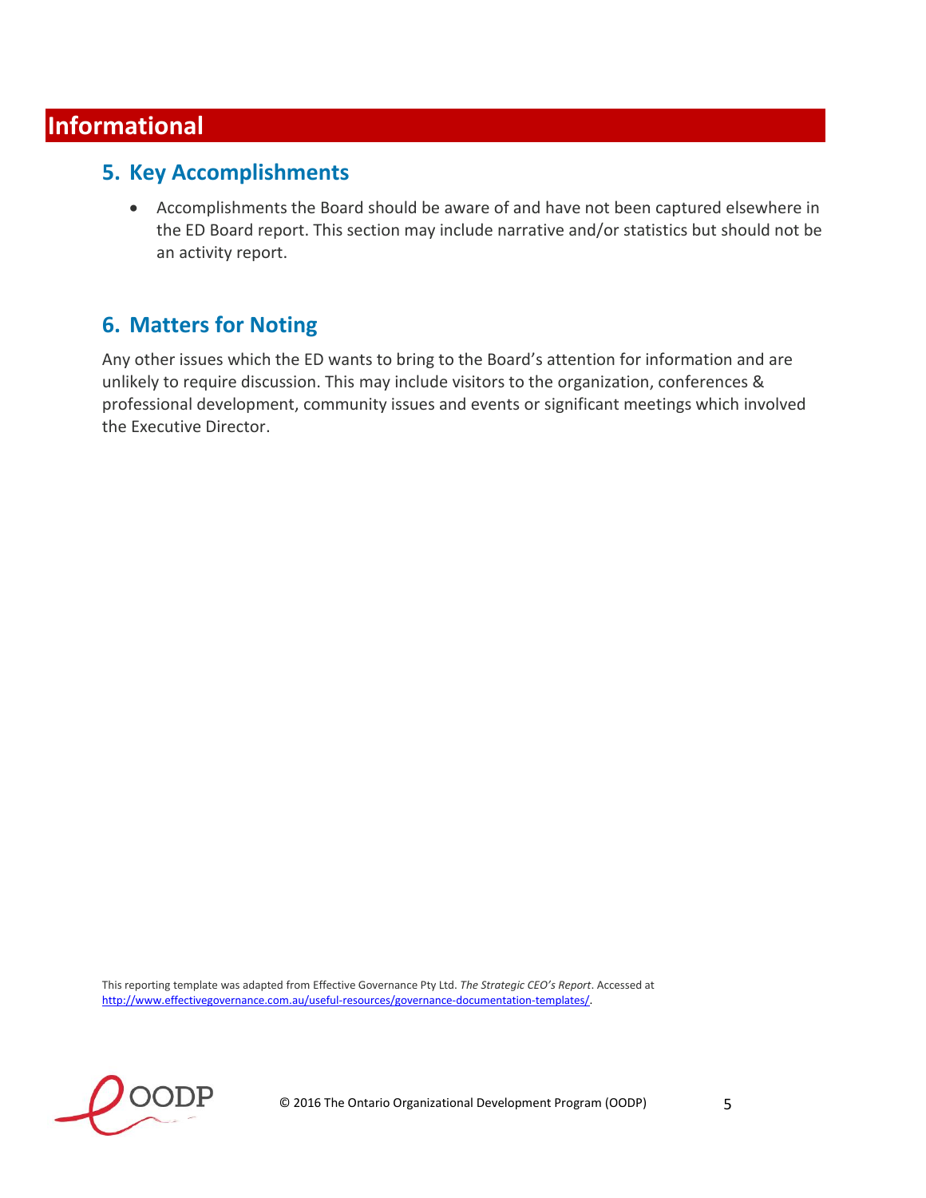# Informational

## 5. Key Accomplishments

- Accomplishments the Board should be aware of and have not been captured elsewhere in the ED Board report. This section may include narrative and/or statistics but should not be an activity report.

## 6. Matters for Noting

Any other issues which the ED wants to bring to the Board's attention for information and are unlikely to require discussion. This may include visitors to the organization, conferences & professional development, community issues and events or significant meetings which involved the Executive Director.

This reporting template was adapted from Effective Governance Pty Ltd. *The Strategic CEO's Report*. Accessed at http://www.effectivegovernance.com.au/useful-resources/governance-documentation-templates/.

© 2016 The Ontario Organizational Development Program (OODP)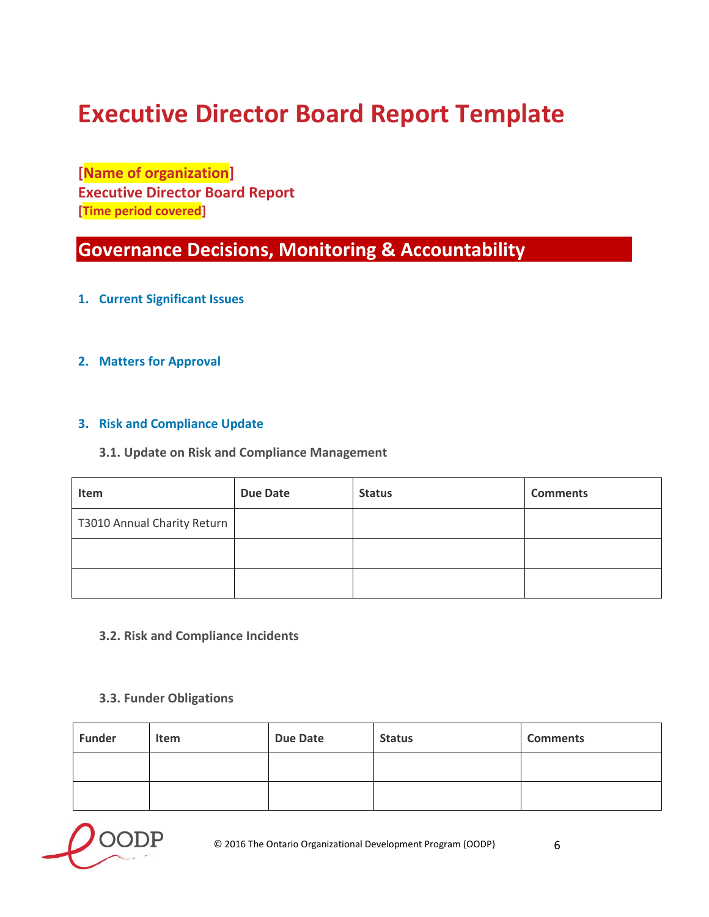# Executive Director Board Report Template

**[Name of organization]**
**Executive Director Board Report**
**[Time period covered]**

## Governance Decisions, Monitoring & Accountability

### 1. Current Significant Issues

### 2. Matters for Approval

### 3. Risk and Compliance Update

#### 3.1. Update on Risk and Compliance Management

| Item | Due Date | Status | Comments |
|---|---|---|---|
| T3010 Annual Charity Return | | | |
| | | | |
| | | | |

#### 3.2. Risk and Compliance Incidents

#### 3.3. Funder Obligations

| Funder | Item | Due Date | Status | Comments |
|---|---|---|---|---|
| | | | | |
| | | | | |

© 2016 The Ontario Organizational Development Program (OODP)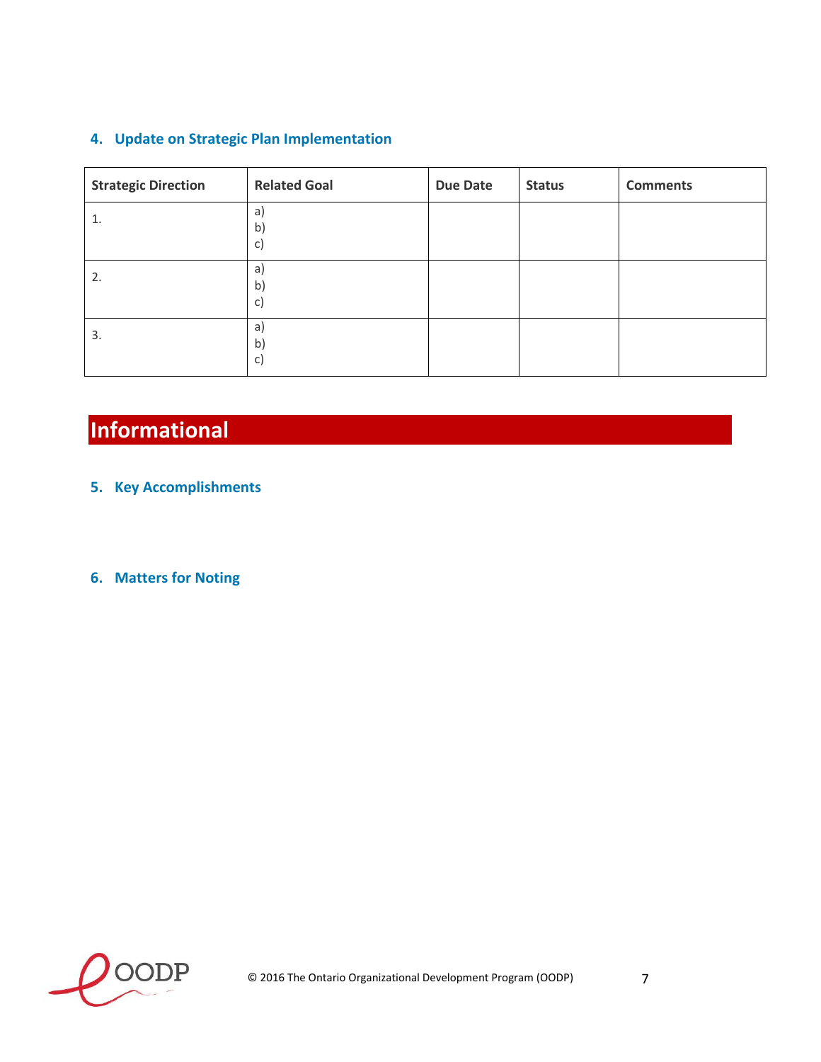## 4. Update on Strategic Plan Implementation

| Strategic Direction | Related Goal | Due Date | Status | Comments |
|---|---|---|---|---|
| 1. | a)<br>b)<br>c) | | | |
| 2. | a)<br>b)<br>c) | | | |
| 3. | a)<br>b)<br>c) | | | |

# Informational

## 5. Key Accomplishments

## 6. Matters for Noting

© 2016 The Ontario Organizational Development Program (OODP)